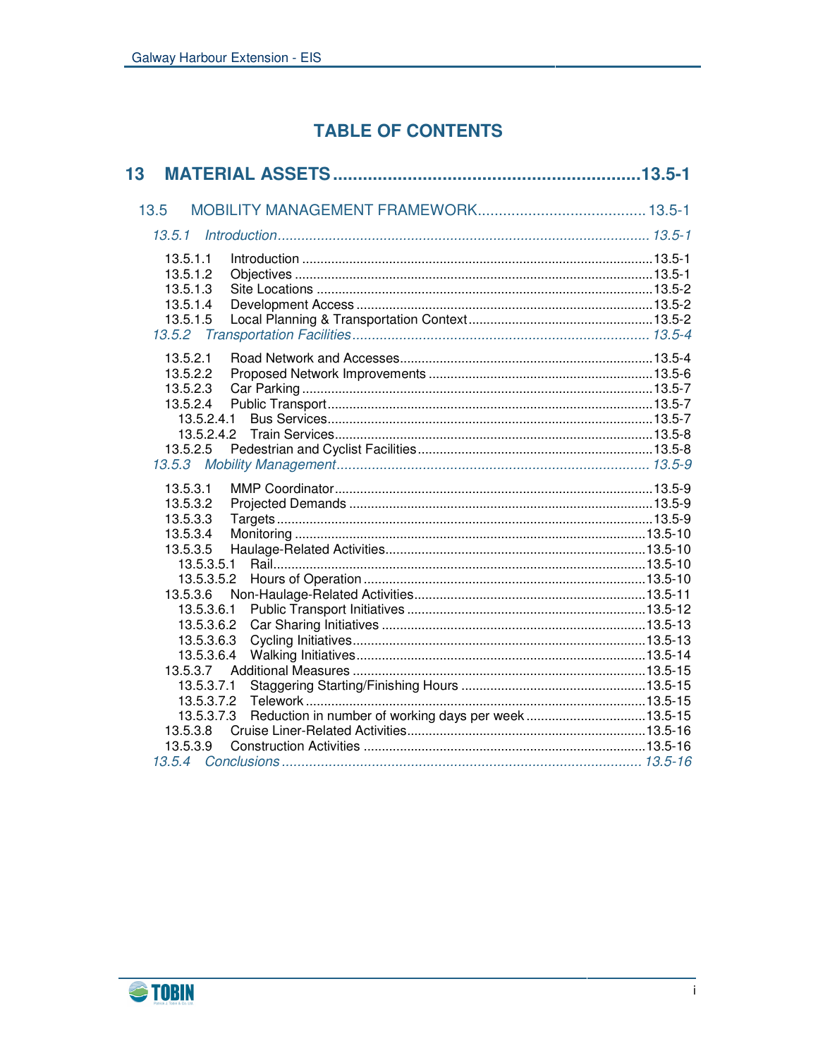# TABLE OF CONTENTS

**13 MATERIAL ASSETS ............................................................ 13.5-1**

13.5 MOBILITY MANAGEMENT FRAMEWORK........................................ 13.5-1

*13.5.1 Introduction ............................................................................................ 13.5-1*

13.5.1.1 Introduction .............................................................................................. 13.5-1
13.5.1.2 Objectives ................................................................................................ 13.5-1
13.5.1.3 Site Locations .......................................................................................... 13.5-2
13.5.1.4 Development Access ................................................................................ 13.5-2
13.5.1.5 Local Planning & Transportation Context .................................................. 13.5-2

*13.5.2 Transportation Facilities ............................................................................ 13.5-4*

13.5.2.1 Road Network and Accesses ..................................................................... 13.5-4
13.5.2.2 Proposed Network Improvements ............................................................. 13.5-6
13.5.2.3 Car Parking ................................................................................................ 13.5-7
13.5.2.4 Public Transport ......................................................................................... 13.5-7
13.5.2.4.1 Bus Services ........................................................................................... 13.5-7
13.5.2.4.2 Train Services ......................................................................................... 13.5-8
13.5.2.5 Pedestrian and Cyclist Facilities ................................................................. 13.5-8

*13.5.3 Mobility Management ............................................................................... 13.5-9*

13.5.3.1 MMP Coordinator ....................................................................................... 13.5-9
13.5.3.2 Projected Demands ................................................................................... 13.5-9
13.5.3.3 Targets ....................................................................................................... 13.5-9
13.5.3.4 Monitoring ................................................................................................ 13.5-10
13.5.3.5 Haulage-Related Activities ........................................................................ 13.5-10
13.5.3.5.1 Rail ........................................................................................................ 13.5-10
13.5.3.5.2 Hours of Operation ................................................................................ 13.5-10
13.5.3.6 Non-Haulage-Related Activities ................................................................ 13.5-11
13.5.3.6.1 Public Transport Initiatives .................................................................... 13.5-12
13.5.3.6.2 Car Sharing Initiatives ........................................................................... 13.5-13
13.5.3.6.3 Cycling Initiatives .................................................................................. 13.5-13
13.5.3.6.4 Walking Initiatives ................................................................................. 13.5-14
13.5.3.7 Additional Measures ................................................................................. 13.5-15
13.5.3.7.1 Staggering Starting/Finishing Hours ...................................................... 13.5-15
13.5.3.7.2 Telework ................................................................................................ 13.5-15
13.5.3.7.3 Reduction in number of working days per week .................................... 13.5-15
13.5.3.8 Cruise Liner-Related Activities .................................................................. 13.5-16
13.5.3.9 Construction Activities .............................................................................. 13.5-16

*13.5.4 Conclusions ............................................................................................ 13.5-16*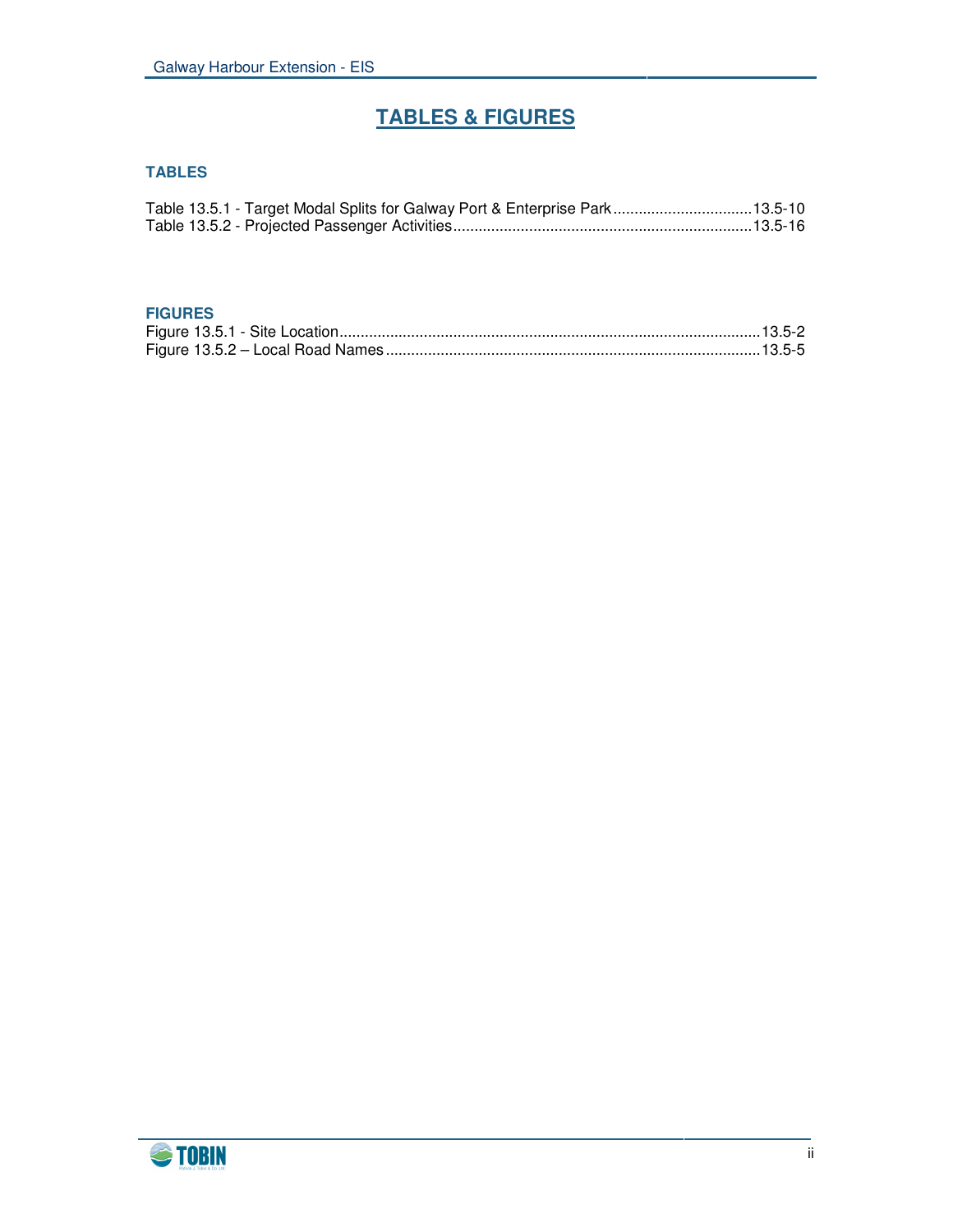# TABLES & FIGURES

## TABLES

Table 13.5.1 - Target Modal Splits for Galway Port & Enterprise Park .................................13.5-10
Table 13.5.2 - Projected Passenger Activities.......................................................................13.5-16

## FIGURES

Figure 13.5.1 - Site Location...................................................................................................13.5-2
Figure 13.5.2 – Local Road Names ........................................................................................13.5-5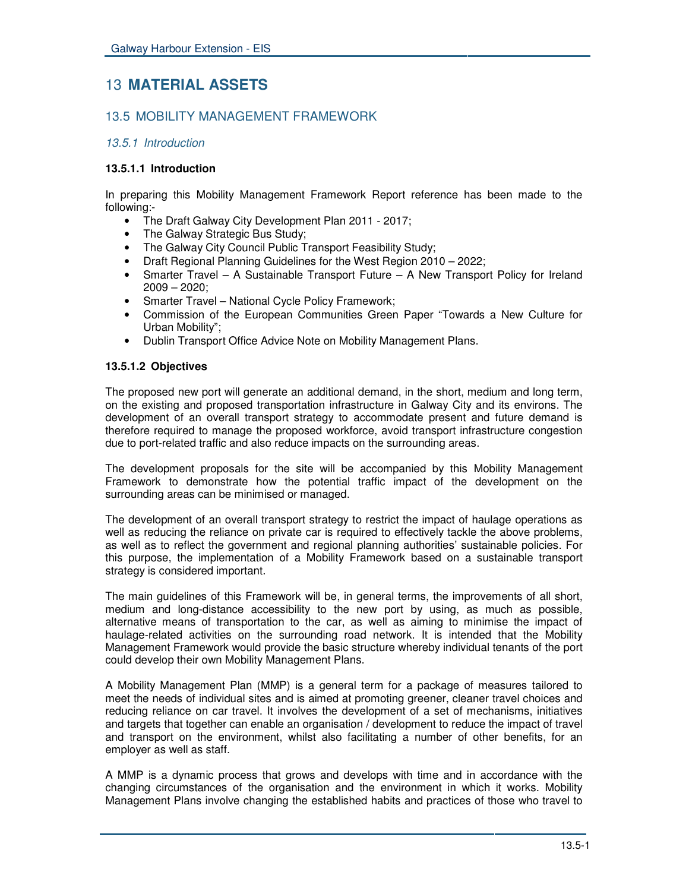# 13 MATERIAL ASSETS

## 13.5 MOBILITY MANAGEMENT FRAMEWORK

### *13.5.1 Introduction*

#### 13.5.1.1 Introduction

In preparing this Mobility Management Framework Report reference has been made to the following:-

- The Draft Galway City Development Plan 2011 - 2017;
- The Galway Strategic Bus Study;
- The Galway City Council Public Transport Feasibility Study;
- Draft Regional Planning Guidelines for the West Region 2010 – 2022;
- Smarter Travel – A Sustainable Transport Future – A New Transport Policy for Ireland 2009 – 2020;
- Smarter Travel – National Cycle Policy Framework;
- Commission of the European Communities Green Paper "Towards a New Culture for Urban Mobility";
- Dublin Transport Office Advice Note on Mobility Management Plans.

#### 13.5.1.2 Objectives

The proposed new port will generate an additional demand, in the short, medium and long term, on the existing and proposed transportation infrastructure in Galway City and its environs. The development of an overall transport strategy to accommodate present and future demand is therefore required to manage the proposed workforce, avoid transport infrastructure congestion due to port-related traffic and also reduce impacts on the surrounding areas.

The development proposals for the site will be accompanied by this Mobility Management Framework to demonstrate how the potential traffic impact of the development on the surrounding areas can be minimised or managed.

The development of an overall transport strategy to restrict the impact of haulage operations as well as reducing the reliance on private car is required to effectively tackle the above problems, as well as to reflect the government and regional planning authorities' sustainable policies. For this purpose, the implementation of a Mobility Framework based on a sustainable transport strategy is considered important.

The main guidelines of this Framework will be, in general terms, the improvements of all short, medium and long-distance accessibility to the new port by using, as much as possible, alternative means of transportation to the car, as well as aiming to minimise the impact of haulage-related activities on the surrounding road network. It is intended that the Mobility Management Framework would provide the basic structure whereby individual tenants of the port could develop their own Mobility Management Plans.

A Mobility Management Plan (MMP) is a general term for a package of measures tailored to meet the needs of individual sites and is aimed at promoting greener, cleaner travel choices and reducing reliance on car travel. It involves the development of a set of mechanisms, initiatives and targets that together can enable an organisation / development to reduce the impact of travel and transport on the environment, whilst also facilitating a number of other benefits, for an employer as well as staff.

A MMP is a dynamic process that grows and develops with time and in accordance with the changing circumstances of the organisation and the environment in which it works. Mobility Management Plans involve changing the established habits and practices of those who travel to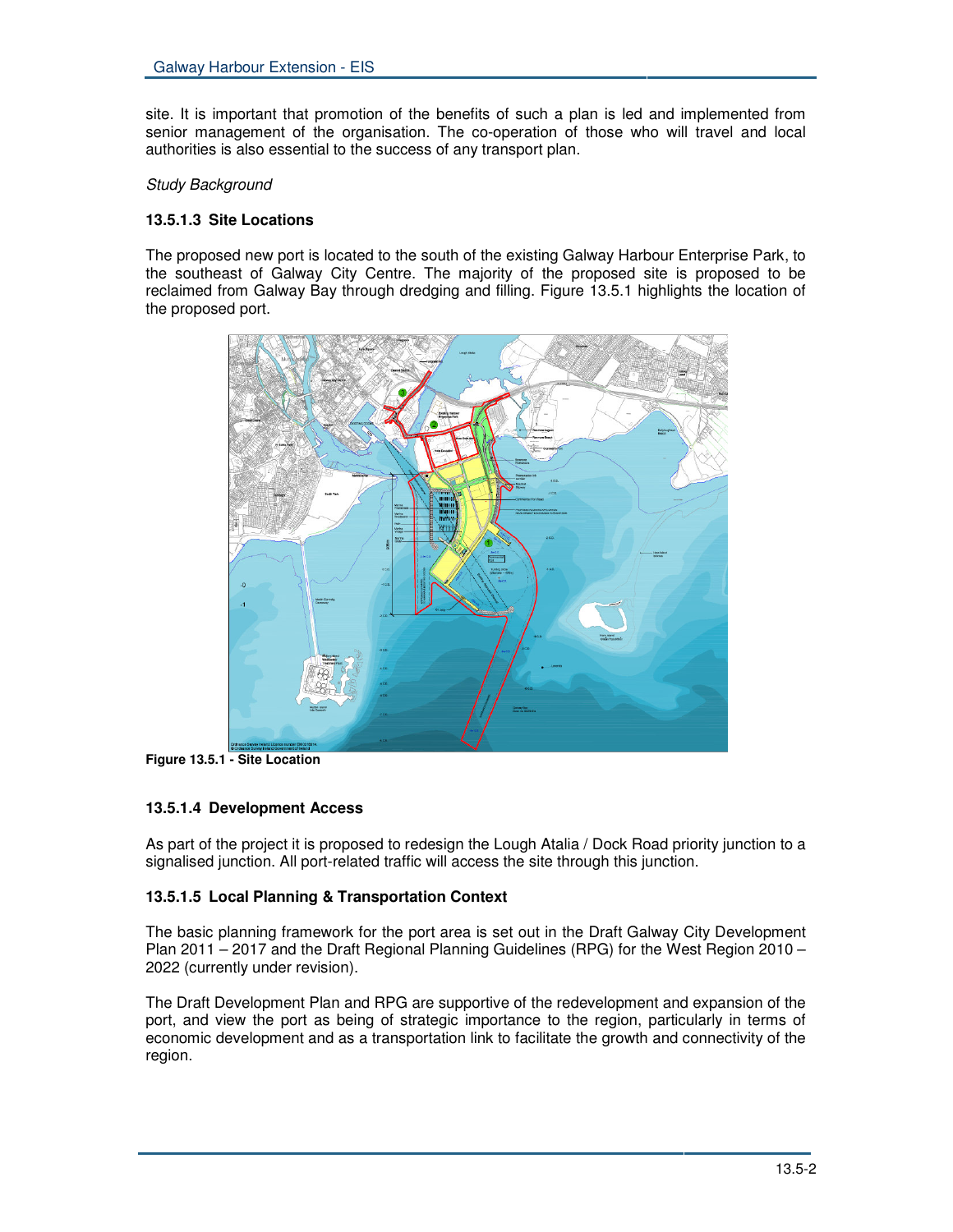site. It is important that promotion of the benefits of such a plan is led and implemented from senior management of the organisation. The co-operation of those who will travel and local authorities is also essential to the success of any transport plan.

*Study Background*

### 13.5.1.3 Site Locations

The proposed new port is located to the south of the existing Galway Harbour Enterprise Park, to the southeast of Galway City Centre. The majority of the proposed site is proposed to be reclaimed from Galway Bay through dredging and filling. Figure 13.5.1 highlights the location of the proposed port.

**Figure 13.5.1 - Site Location**

### 13.5.1.4 Development Access

As part of the project it is proposed to redesign the Lough Atalia / Dock Road priority junction to a signalised junction. All port-related traffic will access the site through this junction.

### 13.5.1.5 Local Planning & Transportation Context

The basic planning framework for the port area is set out in the Draft Galway City Development Plan 2011 – 2017 and the Draft Regional Planning Guidelines (RPG) for the West Region 2010 – 2022 (currently under revision).

The Draft Development Plan and RPG are supportive of the redevelopment and expansion of the port, and view the port as being of strategic importance to the region, particularly in terms of economic development and as a transportation link to facilitate the growth and connectivity of the region.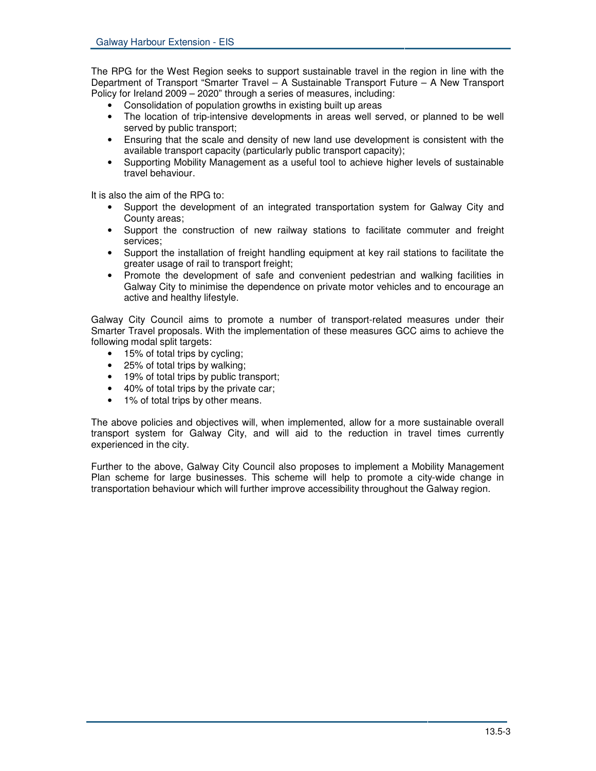The RPG for the West Region seeks to support sustainable travel in the region in line with the Department of Transport "Smarter Travel – A Sustainable Transport Future – A New Transport Policy for Ireland 2009 – 2020" through a series of measures, including:

- Consolidation of population growths in existing built up areas
- The location of trip-intensive developments in areas well served, or planned to be well served by public transport;
- Ensuring that the scale and density of new land use development is consistent with the available transport capacity (particularly public transport capacity);
- Supporting Mobility Management as a useful tool to achieve higher levels of sustainable travel behaviour.

It is also the aim of the RPG to:

- Support the development of an integrated transportation system for Galway City and County areas;
- Support the construction of new railway stations to facilitate commuter and freight services;
- Support the installation of freight handling equipment at key rail stations to facilitate the greater usage of rail to transport freight;
- Promote the development of safe and convenient pedestrian and walking facilities in Galway City to minimise the dependence on private motor vehicles and to encourage an active and healthy lifestyle.

Galway City Council aims to promote a number of transport-related measures under their Smarter Travel proposals. With the implementation of these measures GCC aims to achieve the following modal split targets:

- 15% of total trips by cycling;
- 25% of total trips by walking;
- 19% of total trips by public transport;
- 40% of total trips by the private car;
- 1% of total trips by other means.

The above policies and objectives will, when implemented, allow for a more sustainable overall transport system for Galway City, and will aid to the reduction in travel times currently experienced in the city.

Further to the above, Galway City Council also proposes to implement a Mobility Management Plan scheme for large businesses. This scheme will help to promote a city-wide change in transportation behaviour which will further improve accessibility throughout the Galway region.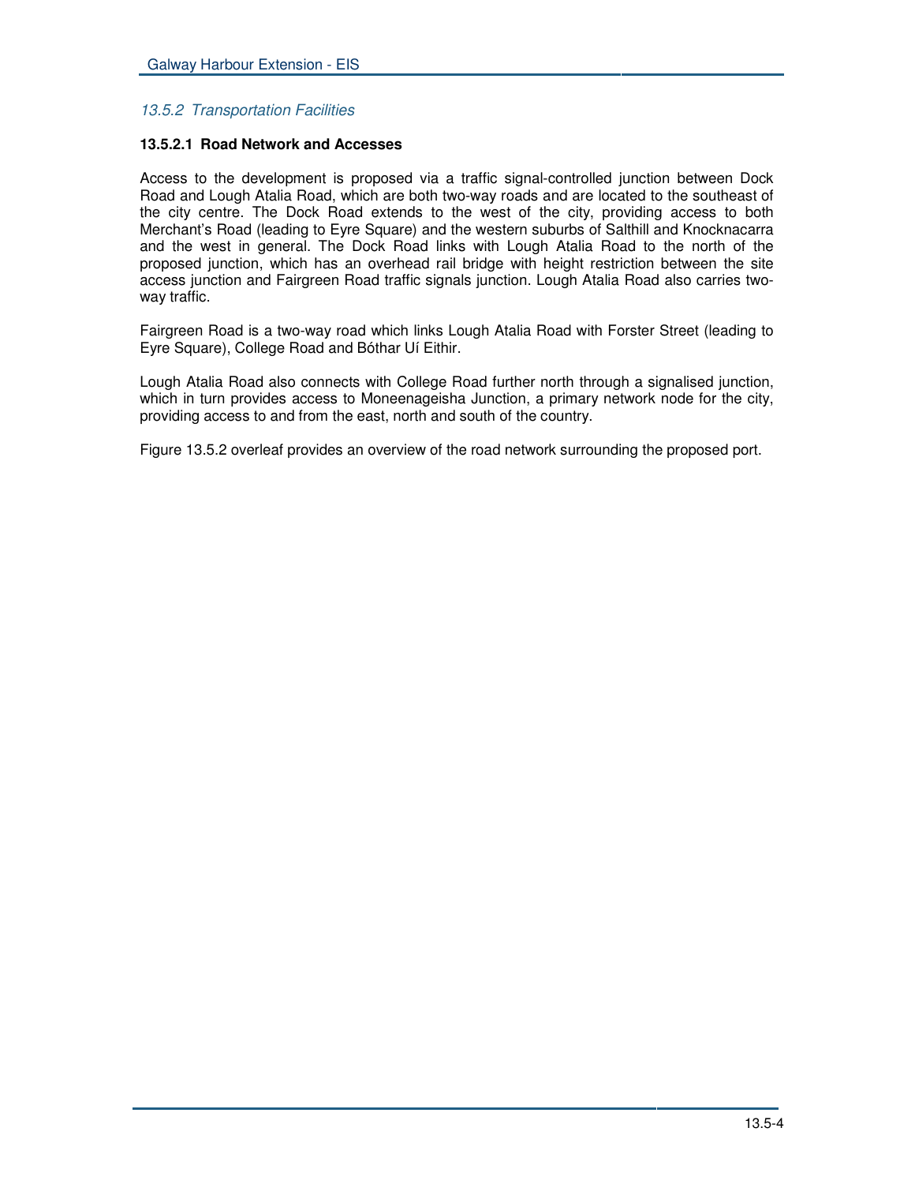### *13.5.2 Transportation Facilities*

#### **13.5.2.1 Road Network and Accesses**

Access to the development is proposed via a traffic signal-controlled junction between Dock Road and Lough Atalia Road, which are both two-way roads and are located to the southeast of the city centre. The Dock Road extends to the west of the city, providing access to both Merchant's Road (leading to Eyre Square) and the western suburbs of Salthill and Knocknacarra and the west in general. The Dock Road links with Lough Atalia Road to the north of the proposed junction, which has an overhead rail bridge with height restriction between the site access junction and Fairgreen Road traffic signals junction. Lough Atalia Road also carries two-way traffic.

Fairgreen Road is a two-way road which links Lough Atalia Road with Forster Street (leading to Eyre Square), College Road and Bóthar Uí Eithir.

Lough Atalia Road also connects with College Road further north through a signalised junction, which in turn provides access to Moneenageisha Junction, a primary network node for the city, providing access to and from the east, north and south of the country.

Figure 13.5.2 overleaf provides an overview of the road network surrounding the proposed port.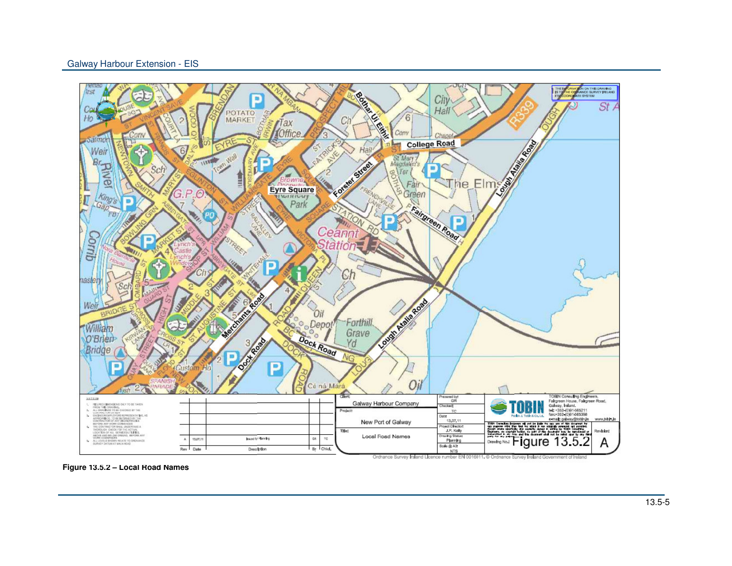Figure 13.5.2 – Local Road Names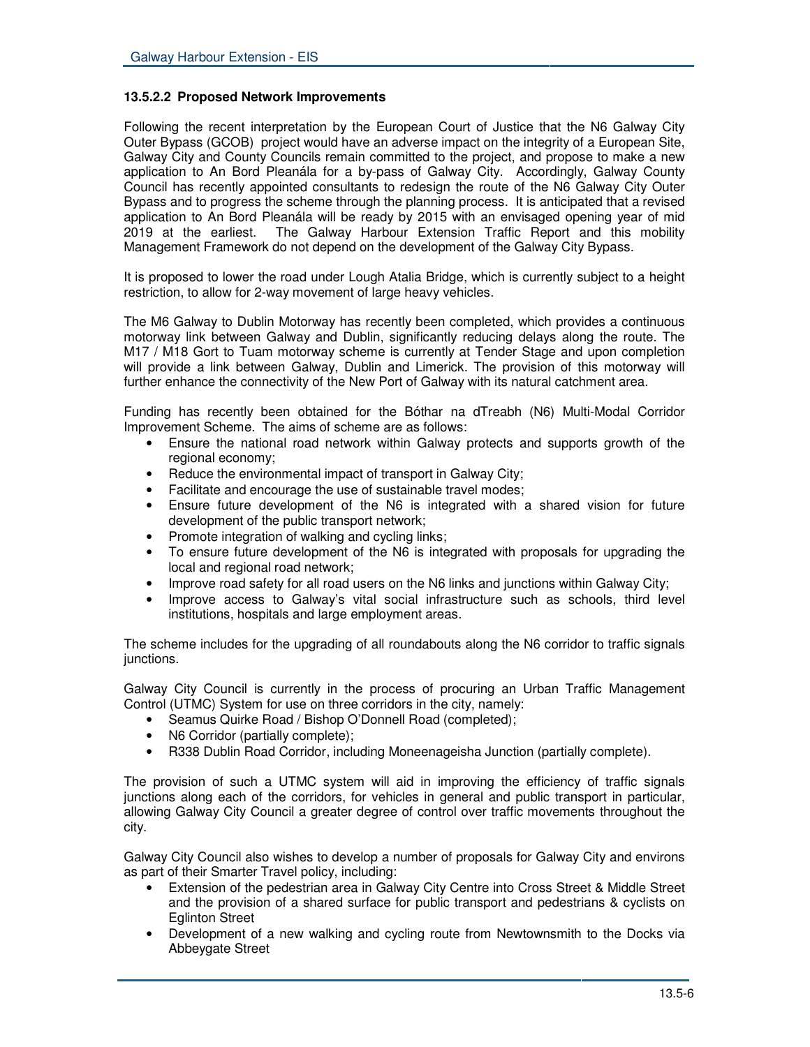#### 13.5.2.2 Proposed Network Improvements

Following the recent interpretation by the European Court of Justice that the N6 Galway City Outer Bypass (GCOB) project would have an adverse impact on the integrity of a European Site, Galway City and County Councils remain committed to the project, and propose to make a new application to An Bord Pleanála for a by-pass of Galway City. Accordingly, Galway County Council has recently appointed consultants to redesign the route of the N6 Galway City Outer Bypass and to progress the scheme through the planning process. It is anticipated that a revised application to An Bord Pleanála will be ready by 2015 with an envisaged opening year of mid 2019 at the earliest. The Galway Harbour Extension Traffic Report and this mobility Management Framework do not depend on the development of the Galway City Bypass.

It is proposed to lower the road under Lough Atalia Bridge, which is currently subject to a height restriction, to allow for 2-way movement of large heavy vehicles.

The M6 Galway to Dublin Motorway has recently been completed, which provides a continuous motorway link between Galway and Dublin, significantly reducing delays along the route. The M17 / M18 Gort to Tuam motorway scheme is currently at Tender Stage and upon completion will provide a link between Galway, Dublin and Limerick. The provision of this motorway will further enhance the connectivity of the New Port of Galway with its natural catchment area.

Funding has recently been obtained for the Bóthar na dTreabh (N6) Multi-Modal Corridor Improvement Scheme. The aims of scheme are as follows:

- Ensure the national road network within Galway protects and supports growth of the regional economy;
- Reduce the environmental impact of transport in Galway City;
- Facilitate and encourage the use of sustainable travel modes;
- Ensure future development of the N6 is integrated with a shared vision for future development of the public transport network;
- Promote integration of walking and cycling links;
- To ensure future development of the N6 is integrated with proposals for upgrading the local and regional road network;
- Improve road safety for all road users on the N6 links and junctions within Galway City;
- Improve access to Galway's vital social infrastructure such as schools, third level institutions, hospitals and large employment areas.

The scheme includes for the upgrading of all roundabouts along the N6 corridor to traffic signals junctions.

Galway City Council is currently in the process of procuring an Urban Traffic Management Control (UTMC) System for use on three corridors in the city, namely:

- Seamus Quirke Road / Bishop O'Donnell Road (completed);
- N6 Corridor (partially complete);
- R338 Dublin Road Corridor, including Moneenageisha Junction (partially complete).

The provision of such a UTMC system will aid in improving the efficiency of traffic signals junctions along each of the corridors, for vehicles in general and public transport in particular, allowing Galway City Council a greater degree of control over traffic movements throughout the city.

Galway City Council also wishes to develop a number of proposals for Galway City and environs as part of their Smarter Travel policy, including:

- Extension of the pedestrian area in Galway City Centre into Cross Street & Middle Street and the provision of a shared surface for public transport and pedestrians & cyclists on Eglinton Street
- Development of a new walking and cycling route from Newtownsmith to the Docks via Abbeygate Street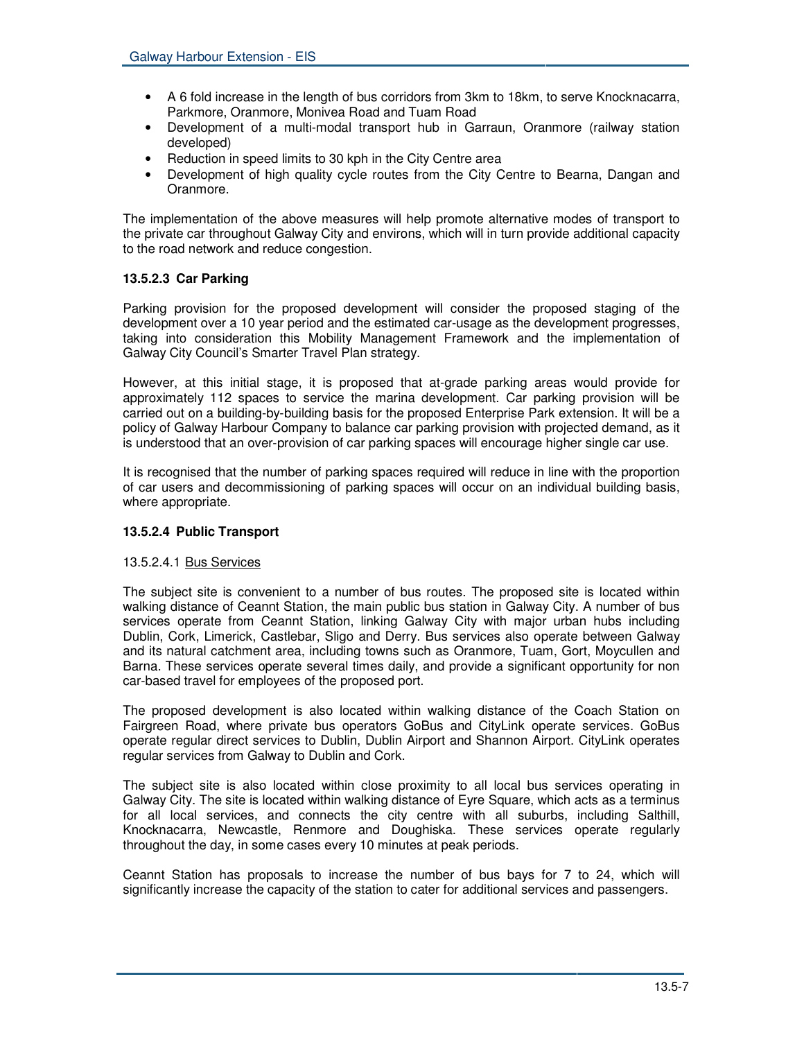- A 6 fold increase in the length of bus corridors from 3km to 18km, to serve Knocknacarra, Parkmore, Oranmore, Monivea Road and Tuam Road
- Development of a multi-modal transport hub in Garraun, Oranmore (railway station developed)
- Reduction in speed limits to 30 kph in the City Centre area
- Development of high quality cycle routes from the City Centre to Bearna, Dangan and Oranmore.

The implementation of the above measures will help promote alternative modes of transport to the private car throughout Galway City and environs, which will in turn provide additional capacity to the road network and reduce congestion.

#### 13.5.2.3 Car Parking

Parking provision for the proposed development will consider the proposed staging of the development over a 10 year period and the estimated car-usage as the development progresses, taking into consideration this Mobility Management Framework and the implementation of Galway City Council's Smarter Travel Plan strategy.

However, at this initial stage, it is proposed that at-grade parking areas would provide for approximately 112 spaces to service the marina development. Car parking provision will be carried out on a building-by-building basis for the proposed Enterprise Park extension. It will be a policy of Galway Harbour Company to balance car parking provision with projected demand, as it is understood that an over-provision of car parking spaces will encourage higher single car use.

It is recognised that the number of parking spaces required will reduce in line with the proportion of car users and decommissioning of parking spaces will occur on an individual building basis, where appropriate.

#### 13.5.2.4 Public Transport

13.5.2.4.1 Bus Services

The subject site is convenient to a number of bus routes. The proposed site is located within walking distance of Ceannt Station, the main public bus station in Galway City. A number of bus services operate from Ceannt Station, linking Galway City with major urban hubs including Dublin, Cork, Limerick, Castlebar, Sligo and Derry. Bus services also operate between Galway and its natural catchment area, including towns such as Oranmore, Tuam, Gort, Moycullen and Barna. These services operate several times daily, and provide a significant opportunity for non car-based travel for employees of the proposed port.

The proposed development is also located within walking distance of the Coach Station on Fairgreen Road, where private bus operators GoBus and CityLink operate services. GoBus operate regular direct services to Dublin, Dublin Airport and Shannon Airport. CityLink operates regular services from Galway to Dublin and Cork.

The subject site is also located within close proximity to all local bus services operating in Galway City. The site is located within walking distance of Eyre Square, which acts as a terminus for all local services, and connects the city centre with all suburbs, including Salthill, Knocknacarra, Newcastle, Renmore and Doughiska. These services operate regularly throughout the day, in some cases every 10 minutes at peak periods.

Ceannt Station has proposals to increase the number of bus bays for 7 to 24, which will significantly increase the capacity of the station to cater for additional services and passengers.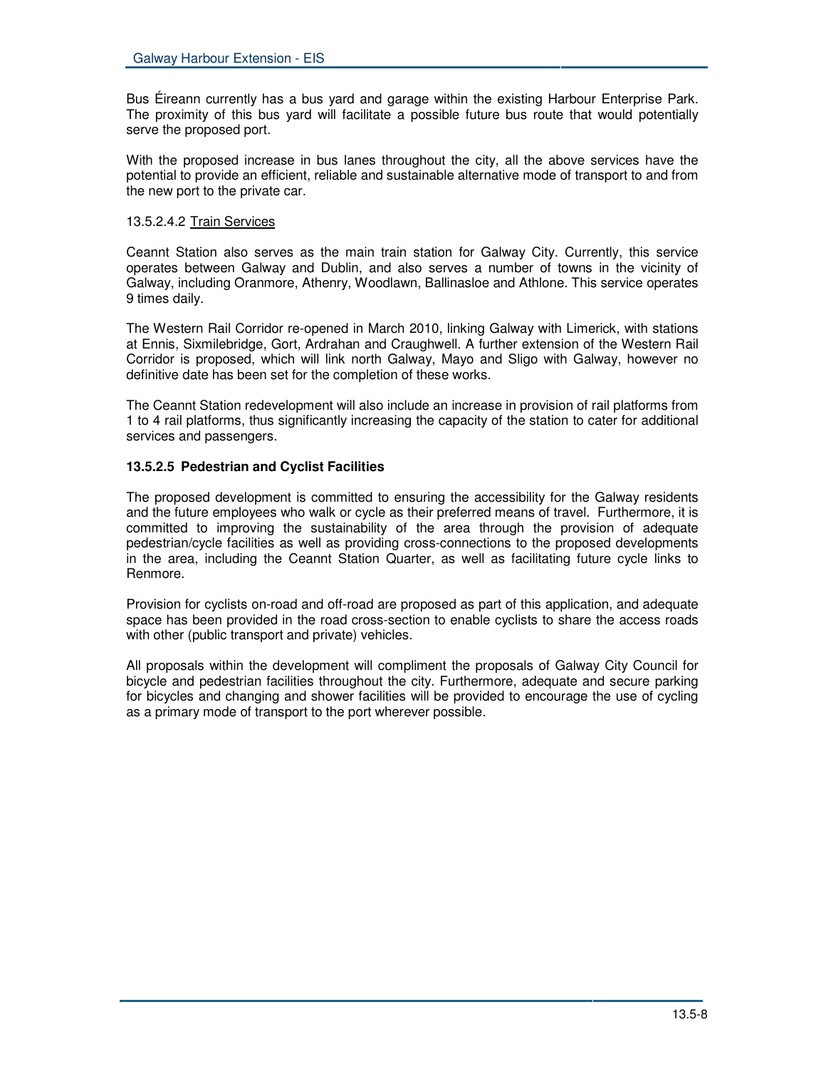Bus Éireann currently has a bus yard and garage within the existing Harbour Enterprise Park. The proximity of this bus yard will facilitate a possible future bus route that would potentially serve the proposed port.

With the proposed increase in bus lanes throughout the city, all the above services have the potential to provide an efficient, reliable and sustainable alternative mode of transport to and from the new port to the private car.

13.5.2.4.2 Train Services

Ceannt Station also serves as the main train station for Galway City. Currently, this service operates between Galway and Dublin, and also serves a number of towns in the vicinity of Galway, including Oranmore, Athenry, Woodlawn, Ballinasloe and Athlone. This service operates 9 times daily.

The Western Rail Corridor re-opened in March 2010, linking Galway with Limerick, with stations at Ennis, Sixmilebridge, Gort, Ardrahan and Craughwell. A further extension of the Western Rail Corridor is proposed, which will link north Galway, Mayo and Sligo with Galway, however no definitive date has been set for the completion of these works.

The Ceannt Station redevelopment will also include an increase in provision of rail platforms from 1 to 4 rail platforms, thus significantly increasing the capacity of the station to cater for additional services and passengers.

**13.5.2.5 Pedestrian and Cyclist Facilities**

The proposed development is committed to ensuring the accessibility for the Galway residents and the future employees who walk or cycle as their preferred means of travel. Furthermore, it is committed to improving the sustainability of the area through the provision of adequate pedestrian/cycle facilities as well as providing cross-connections to the proposed developments in the area, including the Ceannt Station Quarter, as well as facilitating future cycle links to Renmore.

Provision for cyclists on-road and off-road are proposed as part of this application, and adequate space has been provided in the road cross-section to enable cyclists to share the access roads with other (public transport and private) vehicles.

All proposals within the development will compliment the proposals of Galway City Council for bicycle and pedestrian facilities throughout the city. Furthermore, adequate and secure parking for bicycles and changing and shower facilities will be provided to encourage the use of cycling as a primary mode of transport to the port wherever possible.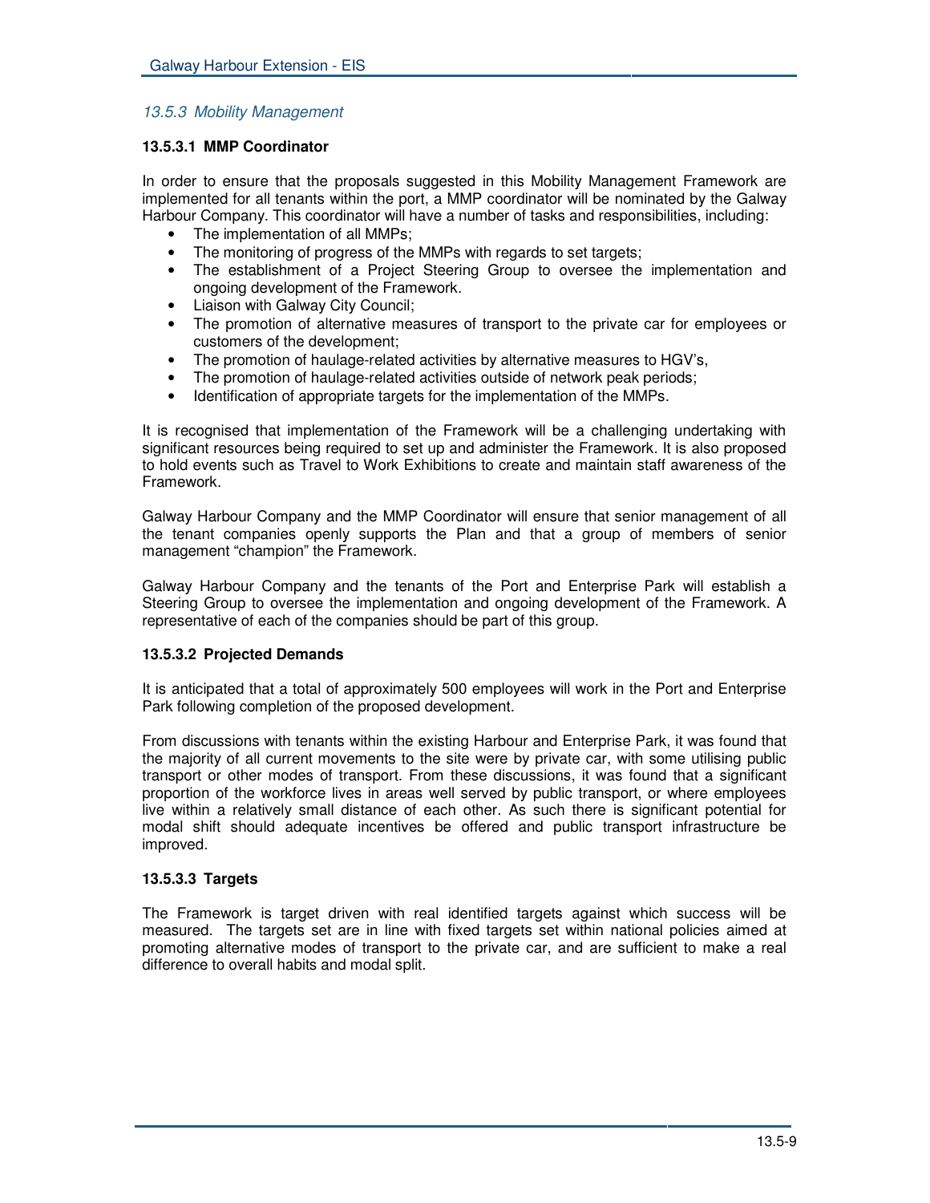### *13.5.3 Mobility Management*

#### 13.5.3.1 MMP Coordinator

In order to ensure that the proposals suggested in this Mobility Management Framework are implemented for all tenants within the port, a MMP coordinator will be nominated by the Galway Harbour Company. This coordinator will have a number of tasks and responsibilities, including:

- The implementation of all MMPs;
- The monitoring of progress of the MMPs with regards to set targets;
- The establishment of a Project Steering Group to oversee the implementation and ongoing development of the Framework.
- Liaison with Galway City Council;
- The promotion of alternative measures of transport to the private car for employees or customers of the development;
- The promotion of haulage-related activities by alternative measures to HGV's,
- The promotion of haulage-related activities outside of network peak periods;
- Identification of appropriate targets for the implementation of the MMPs.

It is recognised that implementation of the Framework will be a challenging undertaking with significant resources being required to set up and administer the Framework. It is also proposed to hold events such as Travel to Work Exhibitions to create and maintain staff awareness of the Framework.

Galway Harbour Company and the MMP Coordinator will ensure that senior management of all the tenant companies openly supports the Plan and that a group of members of senior management "champion" the Framework.

Galway Harbour Company and the tenants of the Port and Enterprise Park will establish a Steering Group to oversee the implementation and ongoing development of the Framework. A representative of each of the companies should be part of this group.

#### 13.5.3.2 Projected Demands

It is anticipated that a total of approximately 500 employees will work in the Port and Enterprise Park following completion of the proposed development.

From discussions with tenants within the existing Harbour and Enterprise Park, it was found that the majority of all current movements to the site were by private car, with some utilising public transport or other modes of transport. From these discussions, it was found that a significant proportion of the workforce lives in areas well served by public transport, or where employees live within a relatively small distance of each other. As such there is significant potential for modal shift should adequate incentives be offered and public transport infrastructure be improved.

#### 13.5.3.3 Targets

The Framework is target driven with real identified targets against which success will be measured. The targets set are in line with fixed targets set within national policies aimed at promoting alternative modes of transport to the private car, and are sufficient to make a real difference to overall habits and modal split.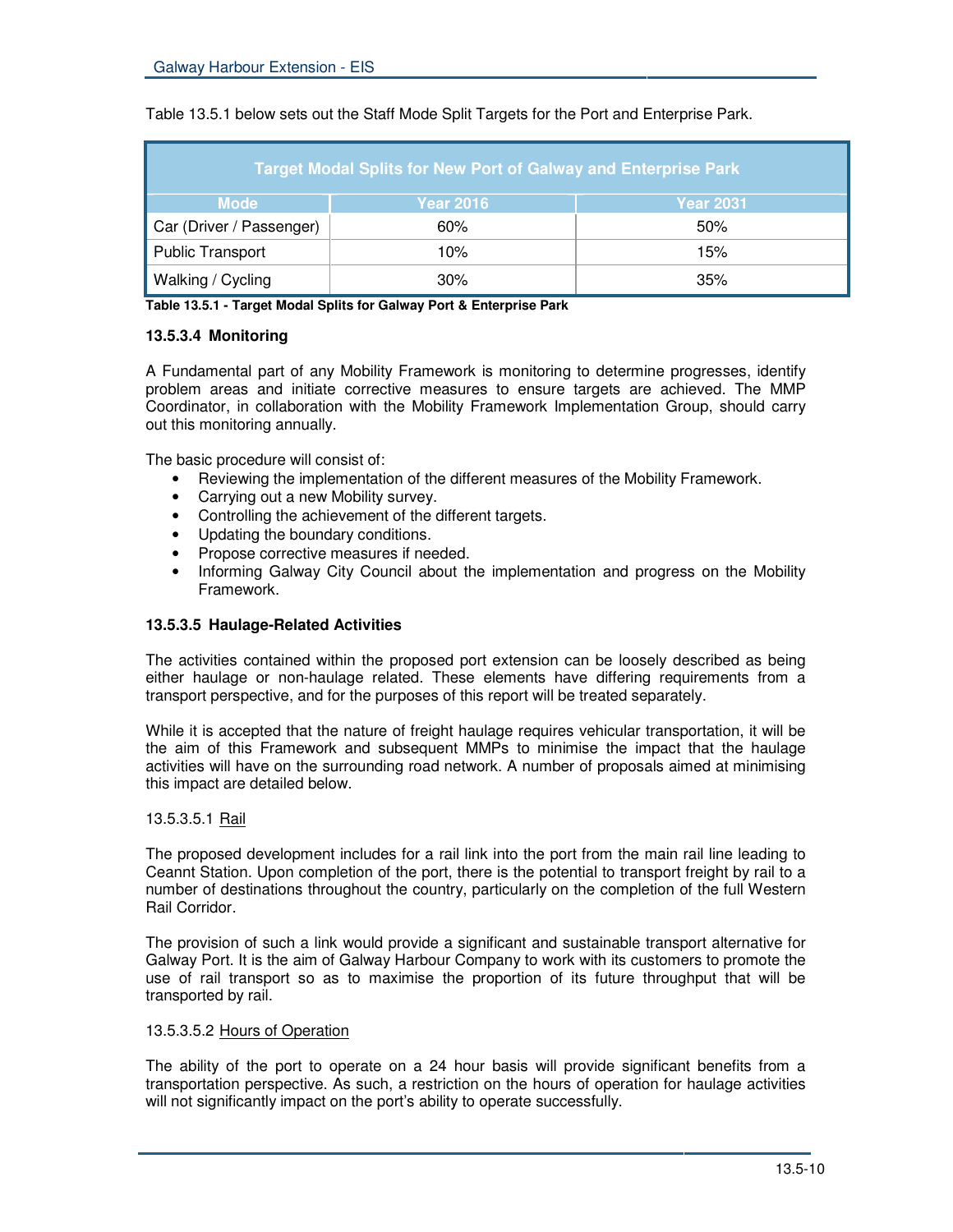Table 13.5.1 below sets out the Staff Mode Split Targets for the Port and Enterprise Park.

| Target Modal Splits for New Port of Galway and Enterprise Park | | |
|---|---|---|
| **Mode** | **Year 2016** | **Year 2031** |
| Car (Driver / Passenger) | 60% | 50% |
| Public Transport | 10% | 15% |
| Walking / Cycling | 30% | 35% |

**Table 13.5.1 - Target Modal Splits for Galway Port & Enterprise Park**

#### 13.5.3.4 Monitoring

A Fundamental part of any Mobility Framework is monitoring to determine progresses, identify problem areas and initiate corrective measures to ensure targets are achieved. The MMP Coordinator, in collaboration with the Mobility Framework Implementation Group, should carry out this monitoring annually.

The basic procedure will consist of:

- Reviewing the implementation of the different measures of the Mobility Framework.
- Carrying out a new Mobility survey.
- Controlling the achievement of the different targets.
- Updating the boundary conditions.
- Propose corrective measures if needed.
- Informing Galway City Council about the implementation and progress on the Mobility Framework.

#### 13.5.3.5 Haulage-Related Activities

The activities contained within the proposed port extension can be loosely described as being either haulage or non-haulage related. These elements have differing requirements from a transport perspective, and for the purposes of this report will be treated separately.

While it is accepted that the nature of freight haulage requires vehicular transportation, it will be the aim of this Framework and subsequent MMPs to minimise the impact that the haulage activities will have on the surrounding road network. A number of proposals aimed at minimising this impact are detailed below.

13.5.3.5.1 Rail

The proposed development includes for a rail link into the port from the main rail line leading to Ceannt Station. Upon completion of the port, there is the potential to transport freight by rail to a number of destinations throughout the country, particularly on the completion of the full Western Rail Corridor.

The provision of such a link would provide a significant and sustainable transport alternative for Galway Port. It is the aim of Galway Harbour Company to work with its customers to promote the use of rail transport so as to maximise the proportion of its future throughput that will be transported by rail.

13.5.3.5.2 Hours of Operation

The ability of the port to operate on a 24 hour basis will provide significant benefits from a transportation perspective. As such, a restriction on the hours of operation for haulage activities will not significantly impact on the port's ability to operate successfully.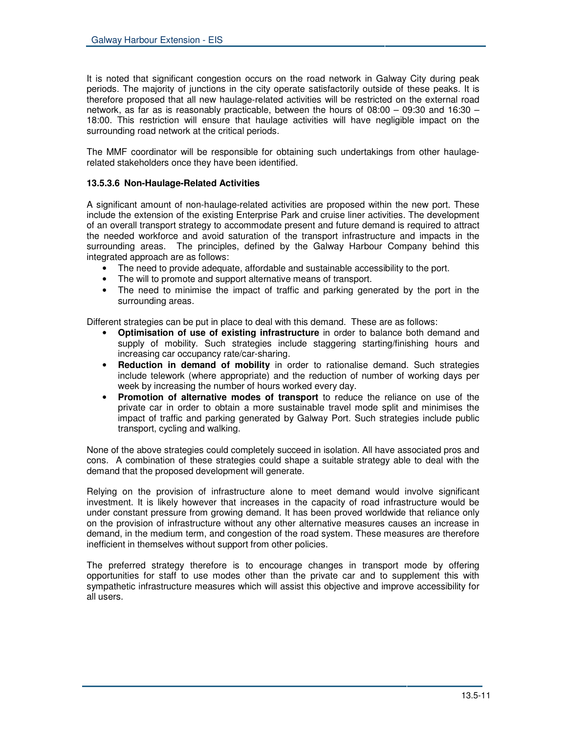It is noted that significant congestion occurs on the road network in Galway City during peak periods. The majority of junctions in the city operate satisfactorily outside of these peaks. It is therefore proposed that all new haulage-related activities will be restricted on the external road network, as far as is reasonably practicable, between the hours of 08:00 – 09:30 and 16:30 – 18:00. This restriction will ensure that haulage activities will have negligible impact on the surrounding road network at the critical periods.

The MMF coordinator will be responsible for obtaining such undertakings from other haulage-related stakeholders once they have been identified.

#### 13.5.3.6 Non-Haulage-Related Activities

A significant amount of non-haulage-related activities are proposed within the new port. These include the extension of the existing Enterprise Park and cruise liner activities. The development of an overall transport strategy to accommodate present and future demand is required to attract the needed workforce and avoid saturation of the transport infrastructure and impacts in the surrounding areas. The principles, defined by the Galway Harbour Company behind this integrated approach are as follows:

- The need to provide adequate, affordable and sustainable accessibility to the port.
- The will to promote and support alternative means of transport.
- The need to minimise the impact of traffic and parking generated by the port in the surrounding areas.

Different strategies can be put in place to deal with this demand. These are as follows:

- **Optimisation of use of existing infrastructure** in order to balance both demand and supply of mobility. Such strategies include staggering starting/finishing hours and increasing car occupancy rate/car-sharing.
- **Reduction in demand of mobility** in order to rationalise demand. Such strategies include telework (where appropriate) and the reduction of number of working days per week by increasing the number of hours worked every day.
- **Promotion of alternative modes of transport** to reduce the reliance on use of the private car in order to obtain a more sustainable travel mode split and minimises the impact of traffic and parking generated by Galway Port. Such strategies include public transport, cycling and walking.

None of the above strategies could completely succeed in isolation. All have associated pros and cons. A combination of these strategies could shape a suitable strategy able to deal with the demand that the proposed development will generate.

Relying on the provision of infrastructure alone to meet demand would involve significant investment. It is likely however that increases in the capacity of road infrastructure would be under constant pressure from growing demand. It has been proved worldwide that reliance only on the provision of infrastructure without any other alternative measures causes an increase in demand, in the medium term, and congestion of the road system. These measures are therefore inefficient in themselves without support from other policies.

The preferred strategy therefore is to encourage changes in transport mode by offering opportunities for staff to use modes other than the private car and to supplement this with sympathetic infrastructure measures which will assist this objective and improve accessibility for all users.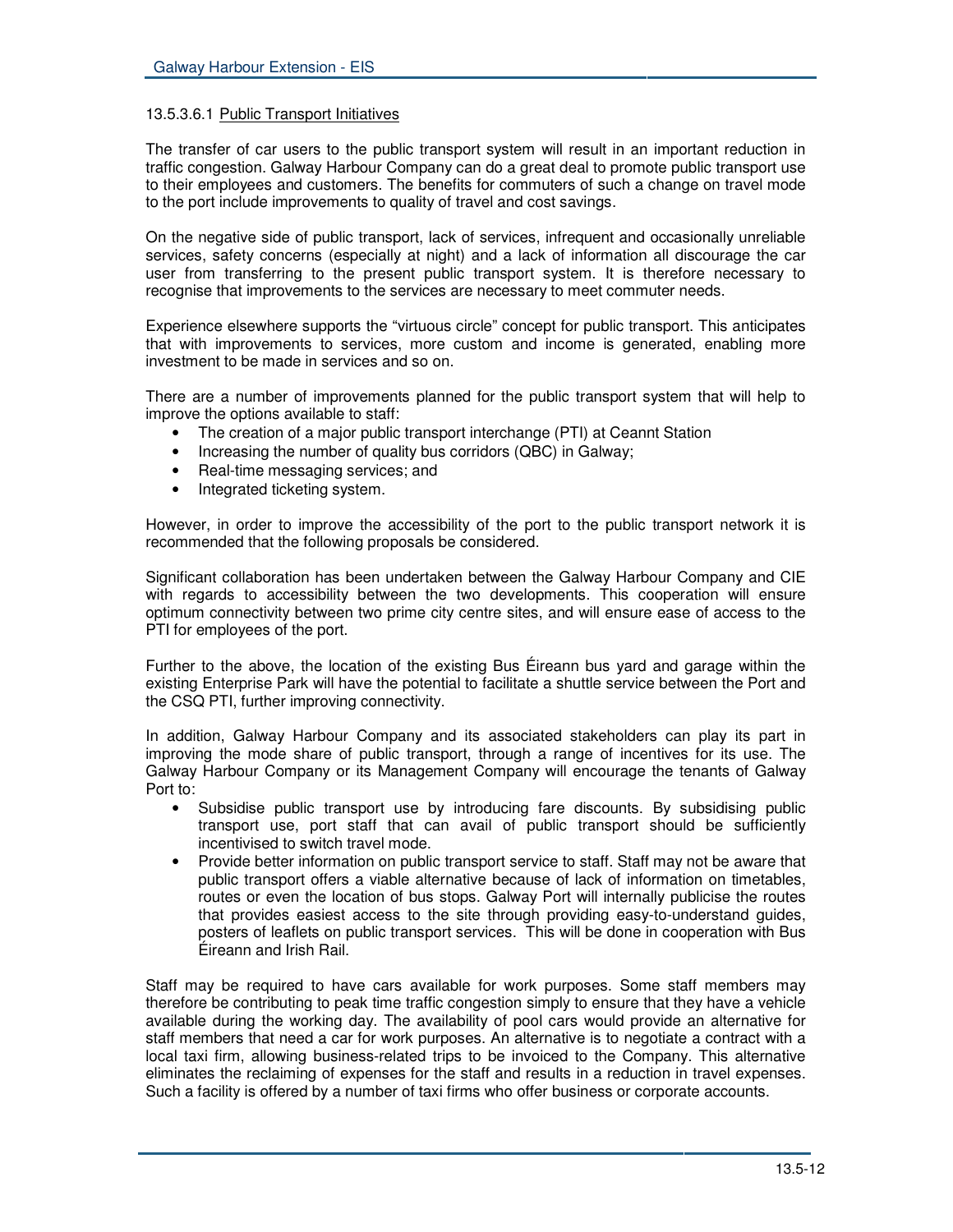#### 13.5.3.6.1 Public Transport Initiatives

The transfer of car users to the public transport system will result in an important reduction in traffic congestion. Galway Harbour Company can do a great deal to promote public transport use to their employees and customers. The benefits for commuters of such a change on travel mode to the port include improvements to quality of travel and cost savings.

On the negative side of public transport, lack of services, infrequent and occasionally unreliable services, safety concerns (especially at night) and a lack of information all discourage the car user from transferring to the present public transport system. It is therefore necessary to recognise that improvements to the services are necessary to meet commuter needs.

Experience elsewhere supports the "virtuous circle" concept for public transport. This anticipates that with improvements to services, more custom and income is generated, enabling more investment to be made in services and so on.

There are a number of improvements planned for the public transport system that will help to improve the options available to staff:

- The creation of a major public transport interchange (PTI) at Ceannt Station
- Increasing the number of quality bus corridors (QBC) in Galway;
- Real-time messaging services; and
- Integrated ticketing system.

However, in order to improve the accessibility of the port to the public transport network it is recommended that the following proposals be considered.

Significant collaboration has been undertaken between the Galway Harbour Company and CIE with regards to accessibility between the two developments. This cooperation will ensure optimum connectivity between two prime city centre sites, and will ensure ease of access to the PTI for employees of the port.

Further to the above, the location of the existing Bus Éireann bus yard and garage within the existing Enterprise Park will have the potential to facilitate a shuttle service between the Port and the CSQ PTI, further improving connectivity.

In addition, Galway Harbour Company and its associated stakeholders can play its part in improving the mode share of public transport, through a range of incentives for its use. The Galway Harbour Company or its Management Company will encourage the tenants of Galway Port to:

- Subsidise public transport use by introducing fare discounts. By subsidising public transport use, port staff that can avail of public transport should be sufficiently incentivised to switch travel mode.
- Provide better information on public transport service to staff. Staff may not be aware that public transport offers a viable alternative because of lack of information on timetables, routes or even the location of bus stops. Galway Port will internally publicise the routes that provides easiest access to the site through providing easy-to-understand guides, posters of leaflets on public transport services. This will be done in cooperation with Bus Éireann and Irish Rail.

Staff may be required to have cars available for work purposes. Some staff members may therefore be contributing to peak time traffic congestion simply to ensure that they have a vehicle available during the working day. The availability of pool cars would provide an alternative for staff members that need a car for work purposes. An alternative is to negotiate a contract with a local taxi firm, allowing business-related trips to be invoiced to the Company. This alternative eliminates the reclaiming of expenses for the staff and results in a reduction in travel expenses. Such a facility is offered by a number of taxi firms who offer business or corporate accounts.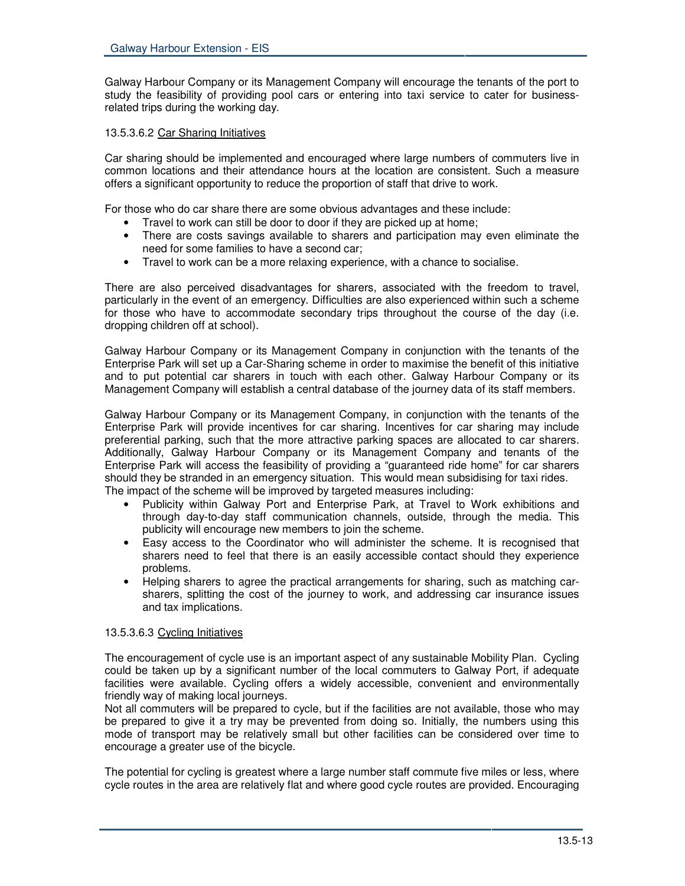Galway Harbour Company or its Management Company will encourage the tenants of the port to study the feasibility of providing pool cars or entering into taxi service to cater for business-related trips during the working day.

13.5.3.6.2 Car Sharing Initiatives

Car sharing should be implemented and encouraged where large numbers of commuters live in common locations and their attendance hours at the location are consistent. Such a measure offers a significant opportunity to reduce the proportion of staff that drive to work.

For those who do car share there are some obvious advantages and these include:

- Travel to work can still be door to door if they are picked up at home;
- There are costs savings available to sharers and participation may even eliminate the need for some families to have a second car;
- Travel to work can be a more relaxing experience, with a chance to socialise.

There are also perceived disadvantages for sharers, associated with the freedom to travel, particularly in the event of an emergency. Difficulties are also experienced within such a scheme for those who have to accommodate secondary trips throughout the course of the day (i.e. dropping children off at school).

Galway Harbour Company or its Management Company in conjunction with the tenants of the Enterprise Park will set up a Car-Sharing scheme in order to maximise the benefit of this initiative and to put potential car sharers in touch with each other. Galway Harbour Company or its Management Company will establish a central database of the journey data of its staff members.

Galway Harbour Company or its Management Company, in conjunction with the tenants of the Enterprise Park will provide incentives for car sharing. Incentives for car sharing may include preferential parking, such that the more attractive parking spaces are allocated to car sharers. Additionally, Galway Harbour Company or its Management Company and tenants of the Enterprise Park will access the feasibility of providing a "guaranteed ride home" for car sharers should they be stranded in an emergency situation. This would mean subsidising for taxi rides.
The impact of the scheme will be improved by targeted measures including:

- Publicity within Galway Port and Enterprise Park, at Travel to Work exhibitions and through day-to-day staff communication channels, outside, through the media. This publicity will encourage new members to join the scheme.
- Easy access to the Coordinator who will administer the scheme. It is recognised that sharers need to feel that there is an easily accessible contact should they experience problems.
- Helping sharers to agree the practical arrangements for sharing, such as matching car-sharers, splitting the cost of the journey to work, and addressing car insurance issues and tax implications.

13.5.3.6.3 Cycling Initiatives

The encouragement of cycle use is an important aspect of any sustainable Mobility Plan. Cycling could be taken up by a significant number of the local commuters to Galway Port, if adequate facilities were available. Cycling offers a widely accessible, convenient and environmentally friendly way of making local journeys.
Not all commuters will be prepared to cycle, but if the facilities are not available, those who may be prepared to give it a try may be prevented from doing so. Initially, the numbers using this mode of transport may be relatively small but other facilities can be considered over time to encourage a greater use of the bicycle.

The potential for cycling is greatest where a large number staff commute five miles or less, where cycle routes in the area are relatively flat and where good cycle routes are provided. Encouraging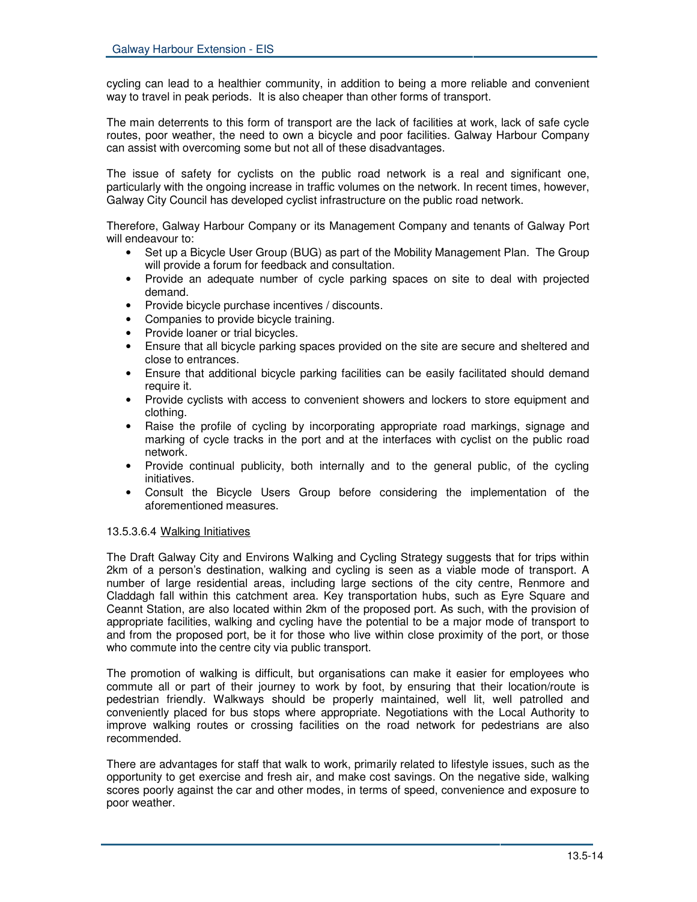cycling can lead to a healthier community, in addition to being a more reliable and convenient way to travel in peak periods. It is also cheaper than other forms of transport.

The main deterrents to this form of transport are the lack of facilities at work, lack of safe cycle routes, poor weather, the need to own a bicycle and poor facilities. Galway Harbour Company can assist with overcoming some but not all of these disadvantages.

The issue of safety for cyclists on the public road network is a real and significant one, particularly with the ongoing increase in traffic volumes on the network. In recent times, however, Galway City Council has developed cyclist infrastructure on the public road network.

Therefore, Galway Harbour Company or its Management Company and tenants of Galway Port will endeavour to:

- Set up a Bicycle User Group (BUG) as part of the Mobility Management Plan. The Group will provide a forum for feedback and consultation.
- Provide an adequate number of cycle parking spaces on site to deal with projected demand.
- Provide bicycle purchase incentives / discounts.
- Companies to provide bicycle training.
- Provide loaner or trial bicycles.
- Ensure that all bicycle parking spaces provided on the site are secure and sheltered and close to entrances.
- Ensure that additional bicycle parking facilities can be easily facilitated should demand require it.
- Provide cyclists with access to convenient showers and lockers to store equipment and clothing.
- Raise the profile of cycling by incorporating appropriate road markings, signage and marking of cycle tracks in the port and at the interfaces with cyclist on the public road network.
- Provide continual publicity, both internally and to the general public, of the cycling initiatives.
- Consult the Bicycle Users Group before considering the implementation of the aforementioned measures.

#### 13.5.3.6.4 Walking Initiatives

The Draft Galway City and Environs Walking and Cycling Strategy suggests that for trips within 2km of a person's destination, walking and cycling is seen as a viable mode of transport. A number of large residential areas, including large sections of the city centre, Renmore and Claddagh fall within this catchment area. Key transportation hubs, such as Eyre Square and Ceannt Station, are also located within 2km of the proposed port. As such, with the provision of appropriate facilities, walking and cycling have the potential to be a major mode of transport to and from the proposed port, be it for those who live within close proximity of the port, or those who commute into the centre city via public transport.

The promotion of walking is difficult, but organisations can make it easier for employees who commute all or part of their journey to work by foot, by ensuring that their location/route is pedestrian friendly. Walkways should be properly maintained, well lit, well patrolled and conveniently placed for bus stops where appropriate. Negotiations with the Local Authority to improve walking routes or crossing facilities on the road network for pedestrians are also recommended.

There are advantages for staff that walk to work, primarily related to lifestyle issues, such as the opportunity to get exercise and fresh air, and make cost savings. On the negative side, walking scores poorly against the car and other modes, in terms of speed, convenience and exposure to poor weather.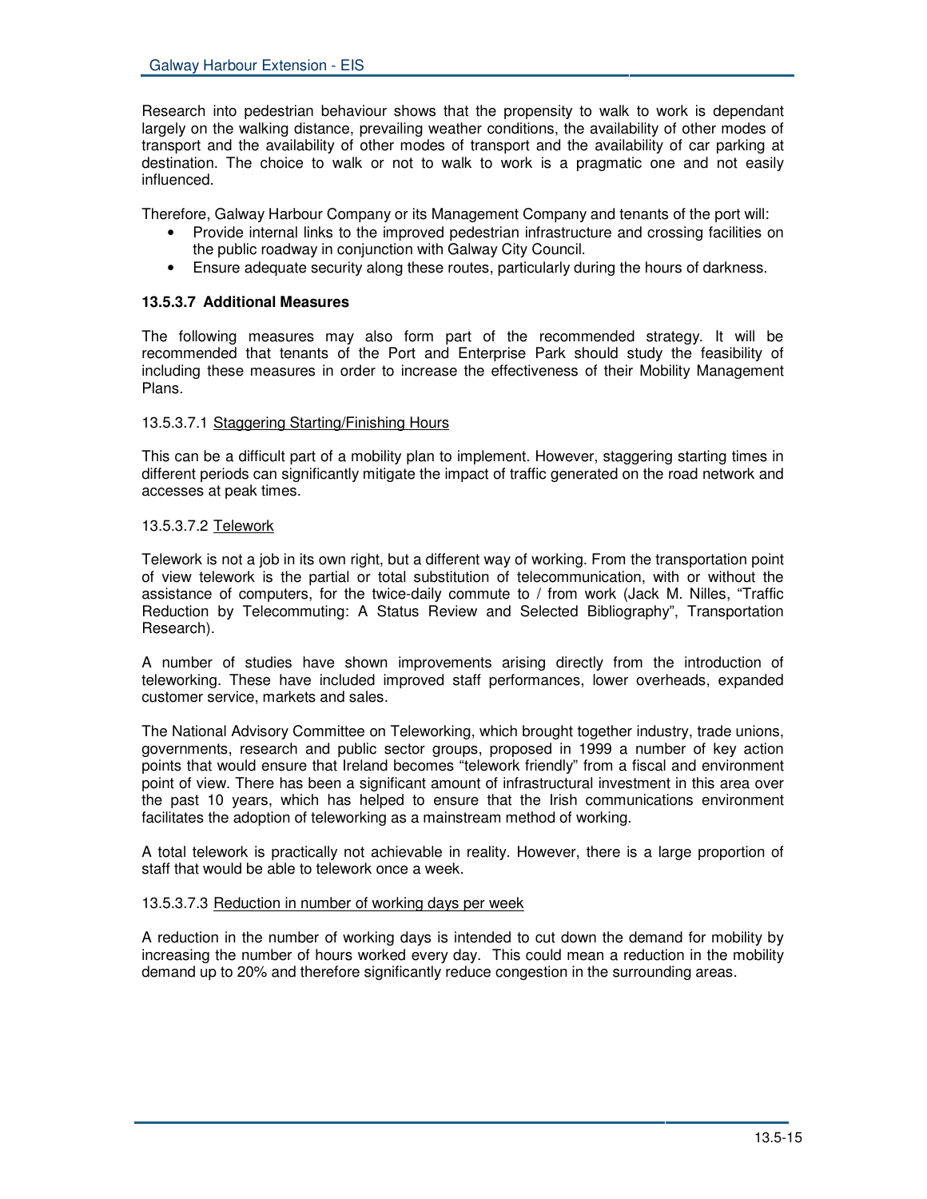Research into pedestrian behaviour shows that the propensity to walk to work is dependant largely on the walking distance, prevailing weather conditions, the availability of other modes of transport and the availability of other modes of transport and the availability of car parking at destination. The choice to walk or not to walk to work is a pragmatic one and not easily influenced.

Therefore, Galway Harbour Company or its Management Company and tenants of the port will:

- Provide internal links to the improved pedestrian infrastructure and crossing facilities on the public roadway in conjunction with Galway City Council.
- Ensure adequate security along these routes, particularly during the hours of darkness.

#### 13.5.3.7 Additional Measures

The following measures may also form part of the recommended strategy. It will be recommended that tenants of the Port and Enterprise Park should study the feasibility of including these measures in order to increase the effectiveness of their Mobility Management Plans.

13.5.3.7.1 Staggering Starting/Finishing Hours

This can be a difficult part of a mobility plan to implement. However, staggering starting times in different periods can significantly mitigate the impact of traffic generated on the road network and accesses at peak times.

13.5.3.7.2 Telework

Telework is not a job in its own right, but a different way of working. From the transportation point of view telework is the partial or total substitution of telecommunication, with or without the assistance of computers, for the twice-daily commute to / from work (Jack M. Nilles, "Traffic Reduction by Telecommuting: A Status Review and Selected Bibliography", Transportation Research).

A number of studies have shown improvements arising directly from the introduction of teleworking. These have included improved staff performances, lower overheads, expanded customer service, markets and sales.

The National Advisory Committee on Teleworking, which brought together industry, trade unions, governments, research and public sector groups, proposed in 1999 a number of key action points that would ensure that Ireland becomes "telework friendly" from a fiscal and environment point of view. There has been a significant amount of infrastructural investment in this area over the past 10 years, which has helped to ensure that the Irish communications environment facilitates the adoption of teleworking as a mainstream method of working.

A total telework is practically not achievable in reality. However, there is a large proportion of staff that would be able to telework once a week.

13.5.3.7.3 Reduction in number of working days per week

A reduction in the number of working days is intended to cut down the demand for mobility by increasing the number of hours worked every day. This could mean a reduction in the mobility demand up to 20% and therefore significantly reduce congestion in the surrounding areas.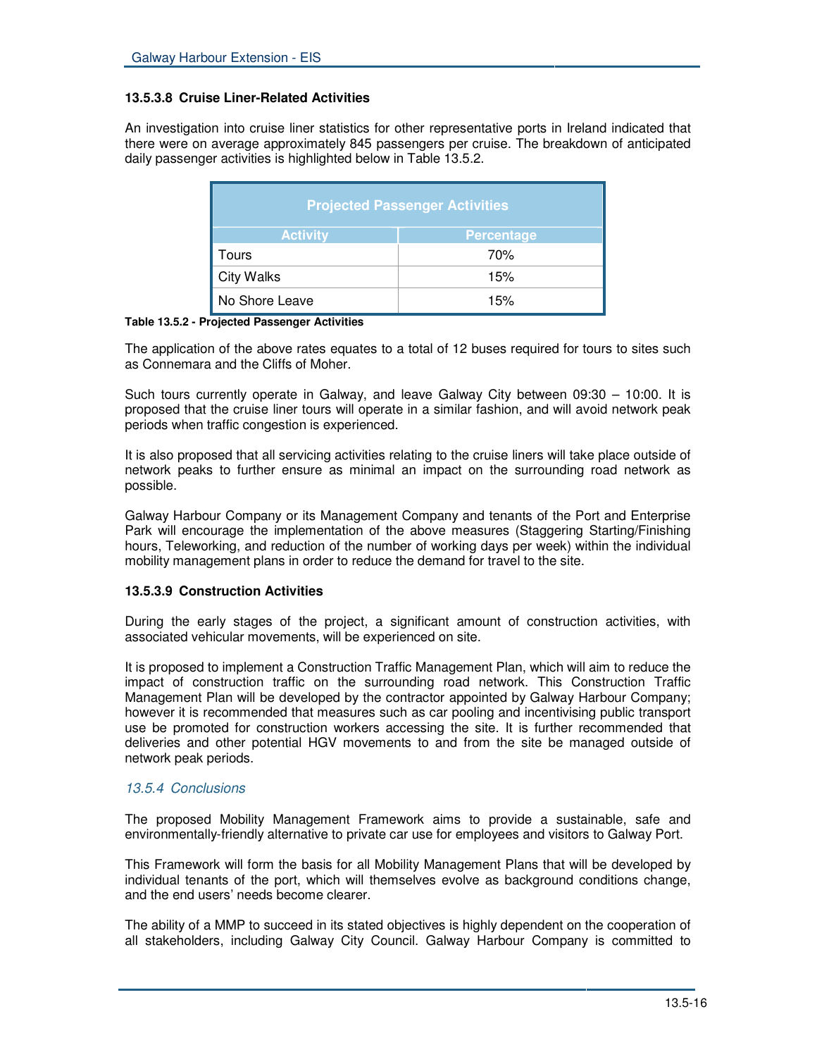#### 13.5.3.8 Cruise Liner-Related Activities

An investigation into cruise liner statistics for other representative ports in Ireland indicated that there were on average approximately 845 passengers per cruise. The breakdown of anticipated daily passenger activities is highlighted below in Table 13.5.2.

| Projected Passenger Activities | |
|---|---|
| **Activity** | **Percentage** |
| Tours | 70% |
| City Walks | 15% |
| No Shore Leave | 15% |

**Table 13.5.2 - Projected Passenger Activities**

The application of the above rates equates to a total of 12 buses required for tours to sites such as Connemara and the Cliffs of Moher.

Such tours currently operate in Galway, and leave Galway City between 09:30 – 10:00. It is proposed that the cruise liner tours will operate in a similar fashion, and will avoid network peak periods when traffic congestion is experienced.

It is also proposed that all servicing activities relating to the cruise liners will take place outside of network peaks to further ensure as minimal an impact on the surrounding road network as possible.

Galway Harbour Company or its Management Company and tenants of the Port and Enterprise Park will encourage the implementation of the above measures (Staggering Starting/Finishing hours, Teleworking, and reduction of the number of working days per week) within the individual mobility management plans in order to reduce the demand for travel to the site.

#### 13.5.3.9 Construction Activities

During the early stages of the project, a significant amount of construction activities, with associated vehicular movements, will be experienced on site.

It is proposed to implement a Construction Traffic Management Plan, which will aim to reduce the impact of construction traffic on the surrounding road network. This Construction Traffic Management Plan will be developed by the contractor appointed by Galway Harbour Company; however it is recommended that measures such as car pooling and incentivising public transport use be promoted for construction workers accessing the site. It is further recommended that deliveries and other potential HGV movements to and from the site be managed outside of network peak periods.

### *13.5.4 Conclusions*

The proposed Mobility Management Framework aims to provide a sustainable, safe and environmentally-friendly alternative to private car use for employees and visitors to Galway Port.

This Framework will form the basis for all Mobility Management Plans that will be developed by individual tenants of the port, which will themselves evolve as background conditions change, and the end users' needs become clearer.

The ability of a MMP to succeed in its stated objectives is highly dependent on the cooperation of all stakeholders, including Galway City Council. Galway Harbour Company is committed to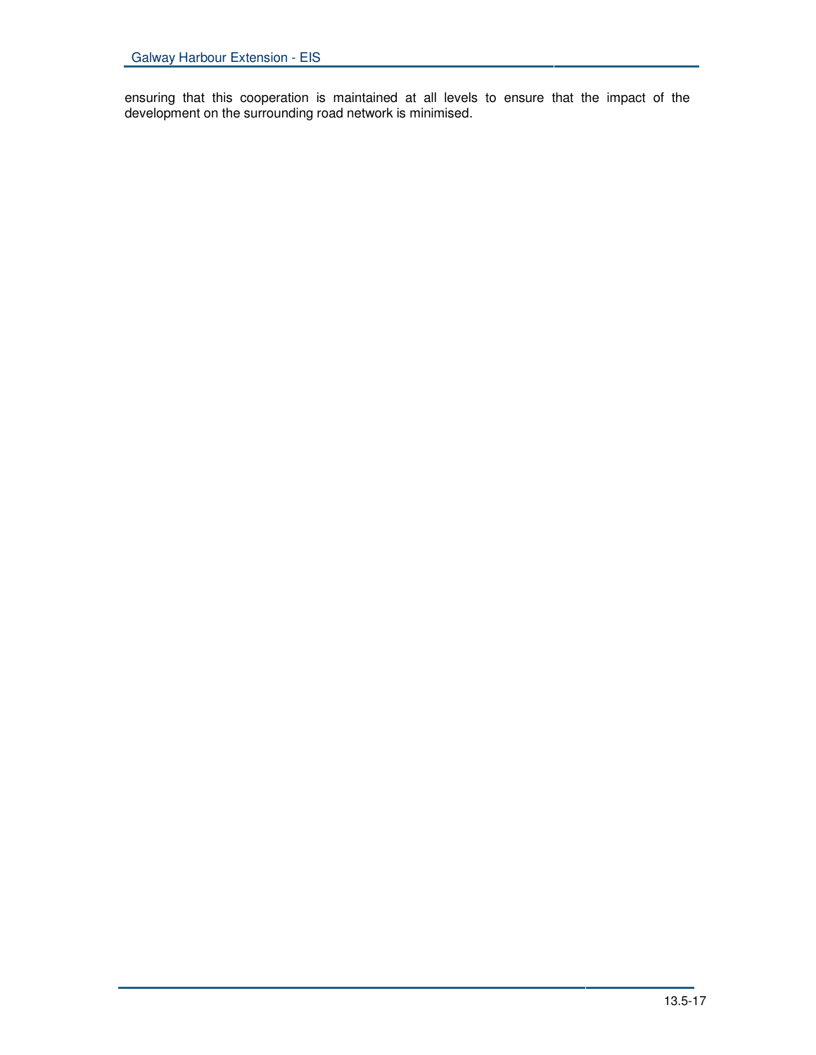ensuring that this cooperation is maintained at all levels to ensure that the impact of the development on the surrounding road network is minimised.